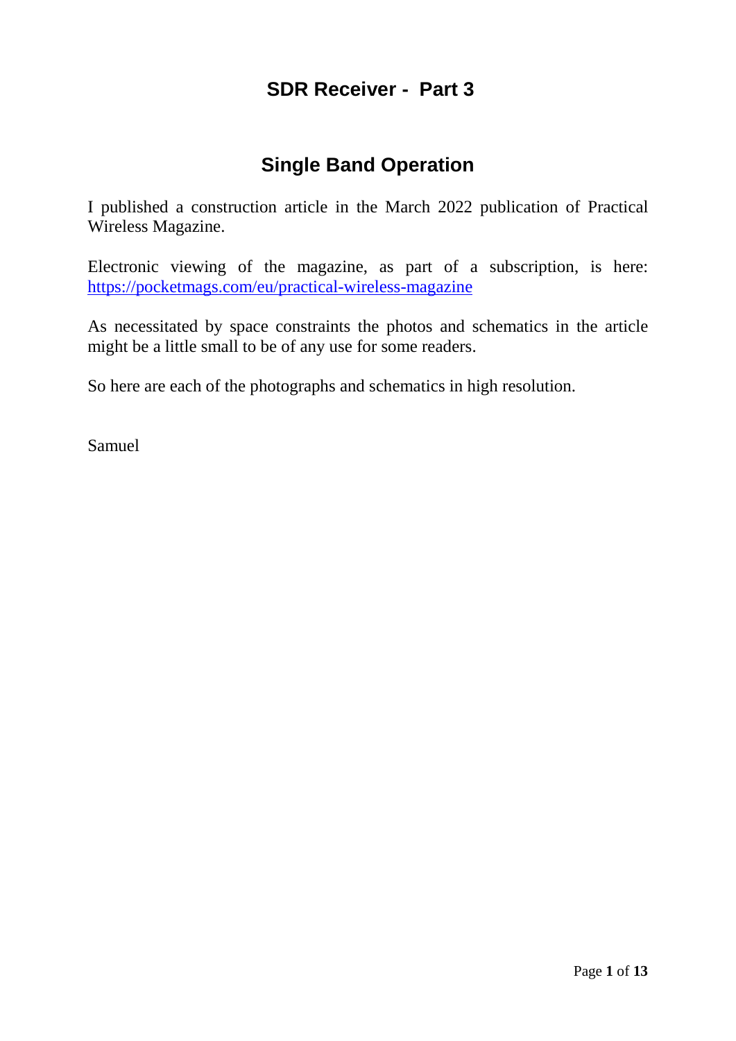# SDR Receiver - Part 3

## Single Band Operation

I published a construction article in the March 2022 publication of Practical Wireless Magazine.

Electronic viewing of the magazine, as part of a subscription, is here: [https://pocketmags.com/eu/practical-wireless-magazine](https://pocketmags.com/eu/practical-wireless-magazine)

As necessitated by space constraints the photos and schematics in the article might be a little small to be of any use for some readers.

So here are each of the photographs and schematics in high resolution.

Samuel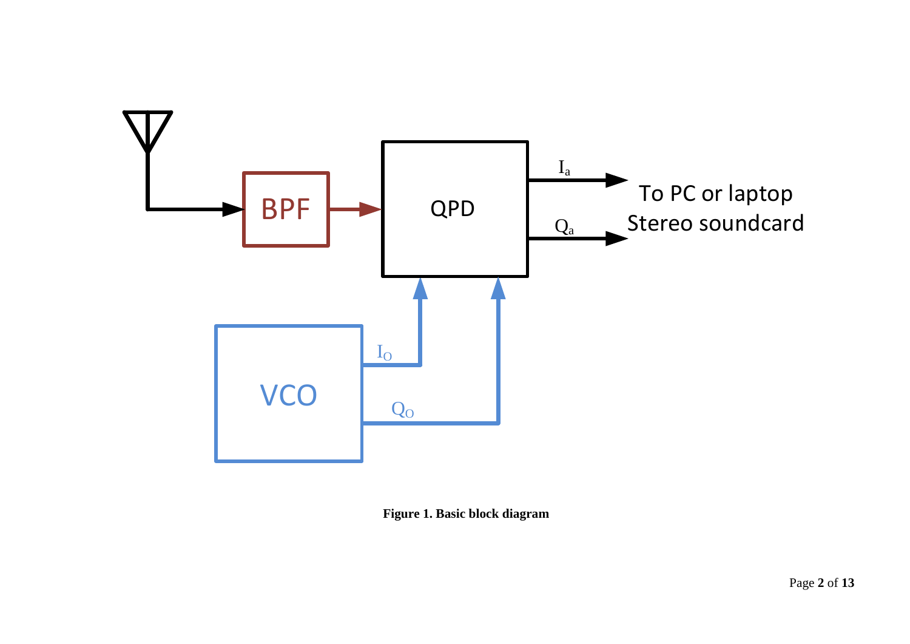**Figure 1. Basic block diagram**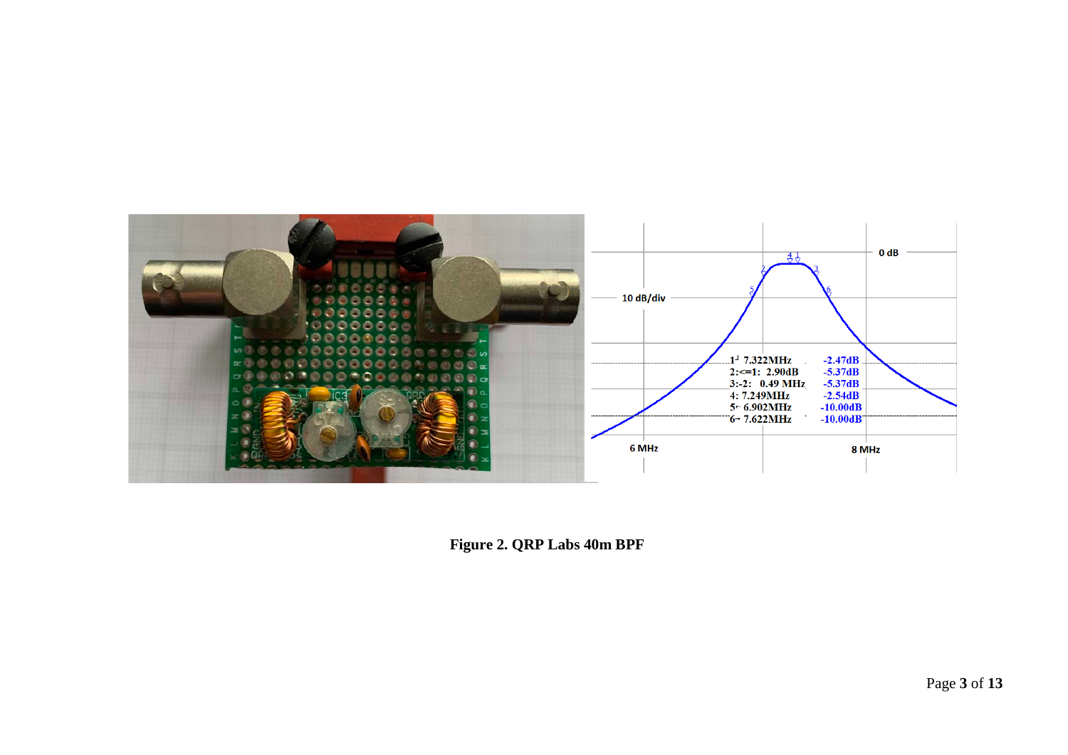**Figure 2. QRP Labs 40m BPF**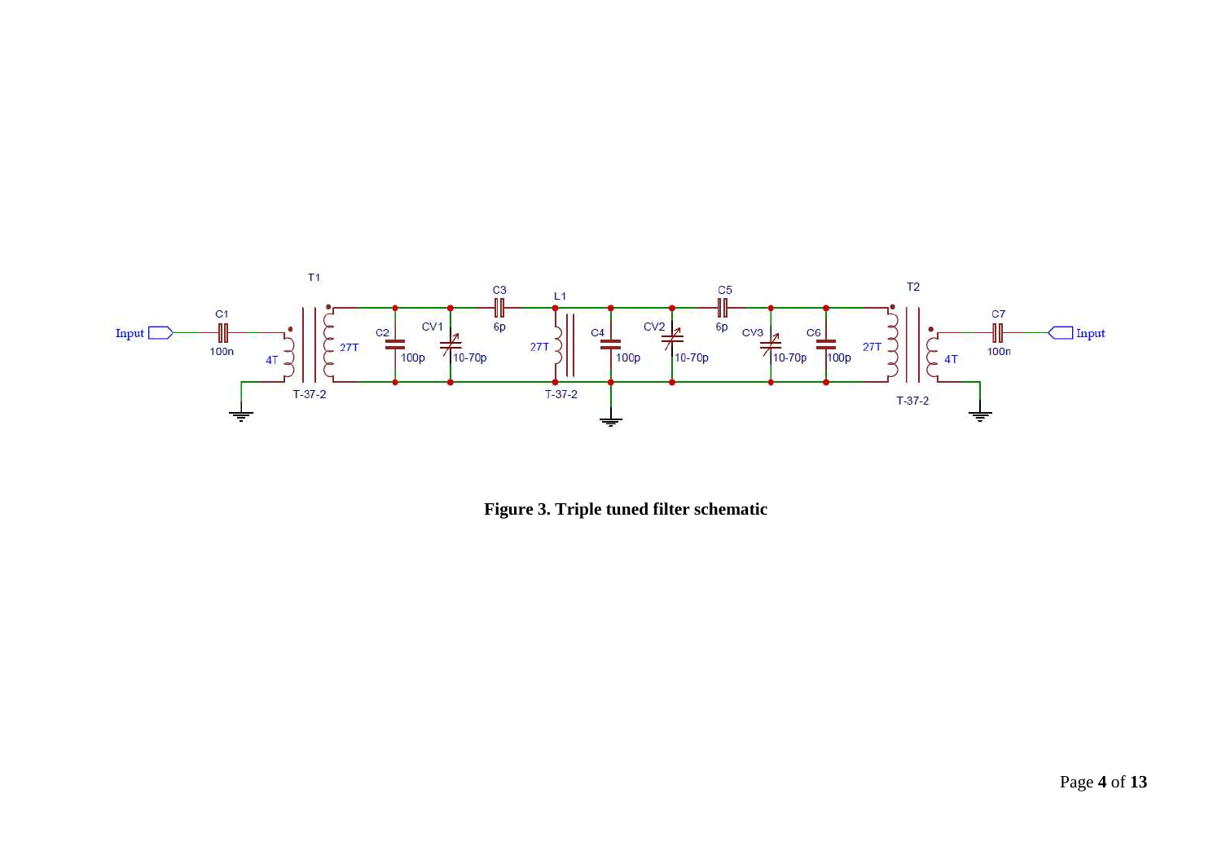**Figure 3. Triple tuned filter schematic**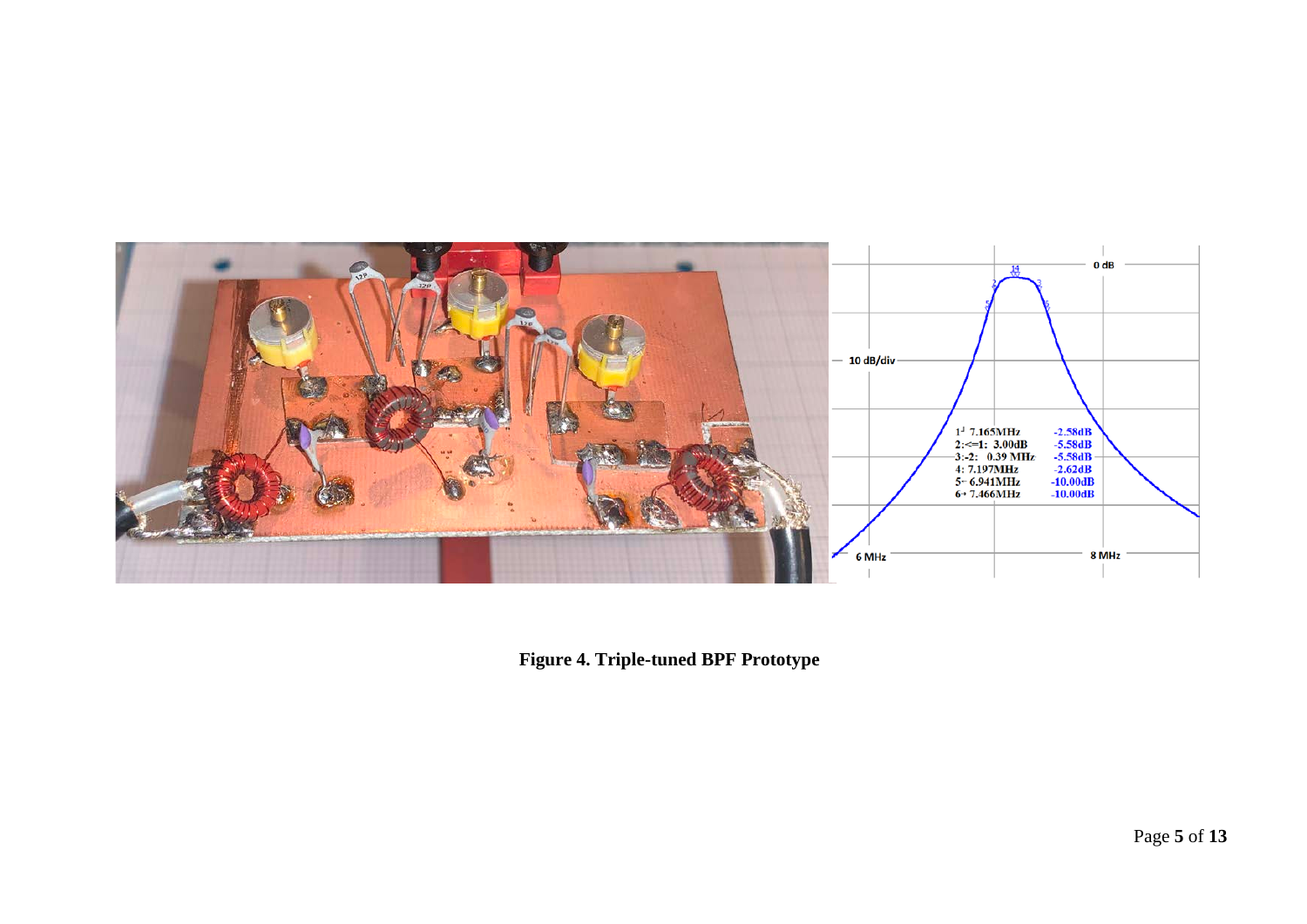Figure 4. Triple-tuned BPF Prototype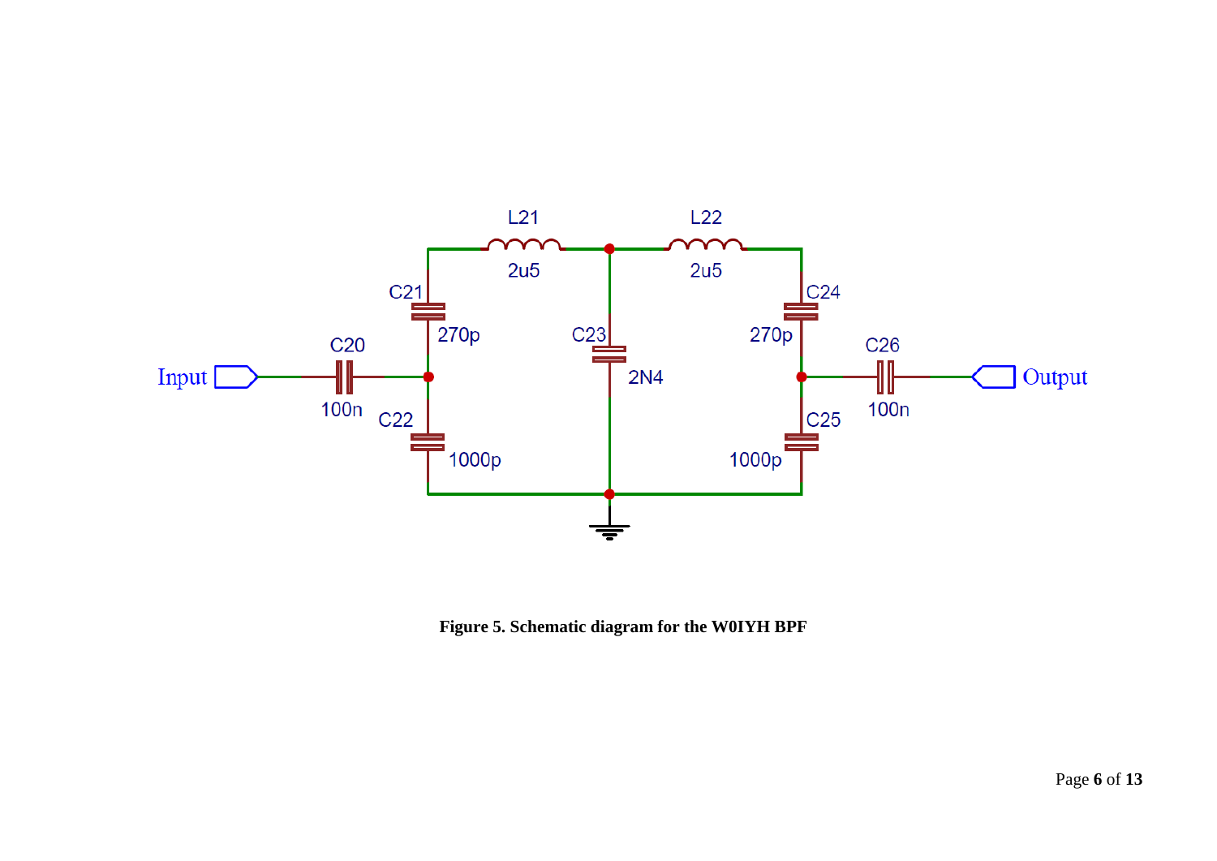**Figure 5. Schematic diagram for the W0IYH BPF**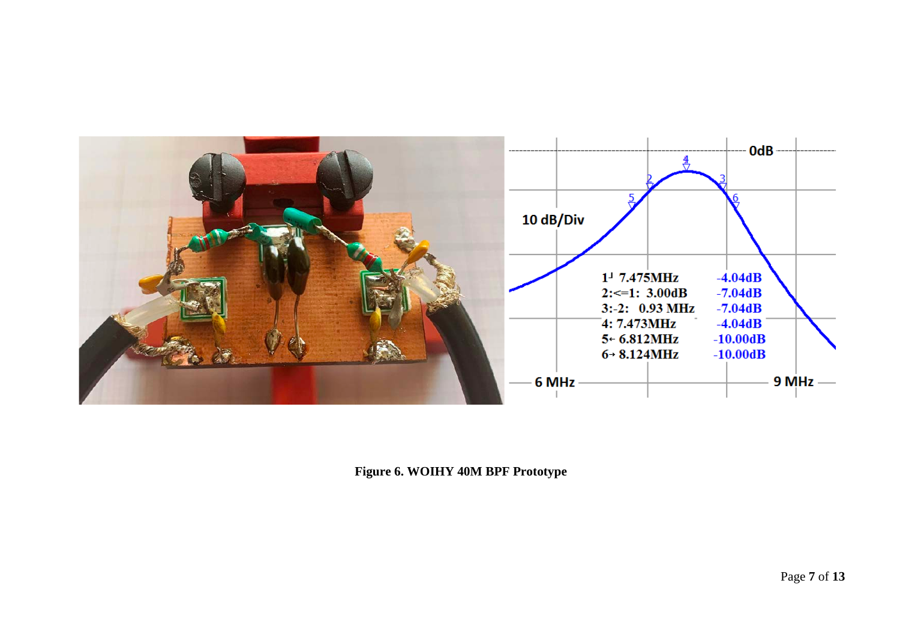**Figure 6. WOIHY 40M BPF Prototype**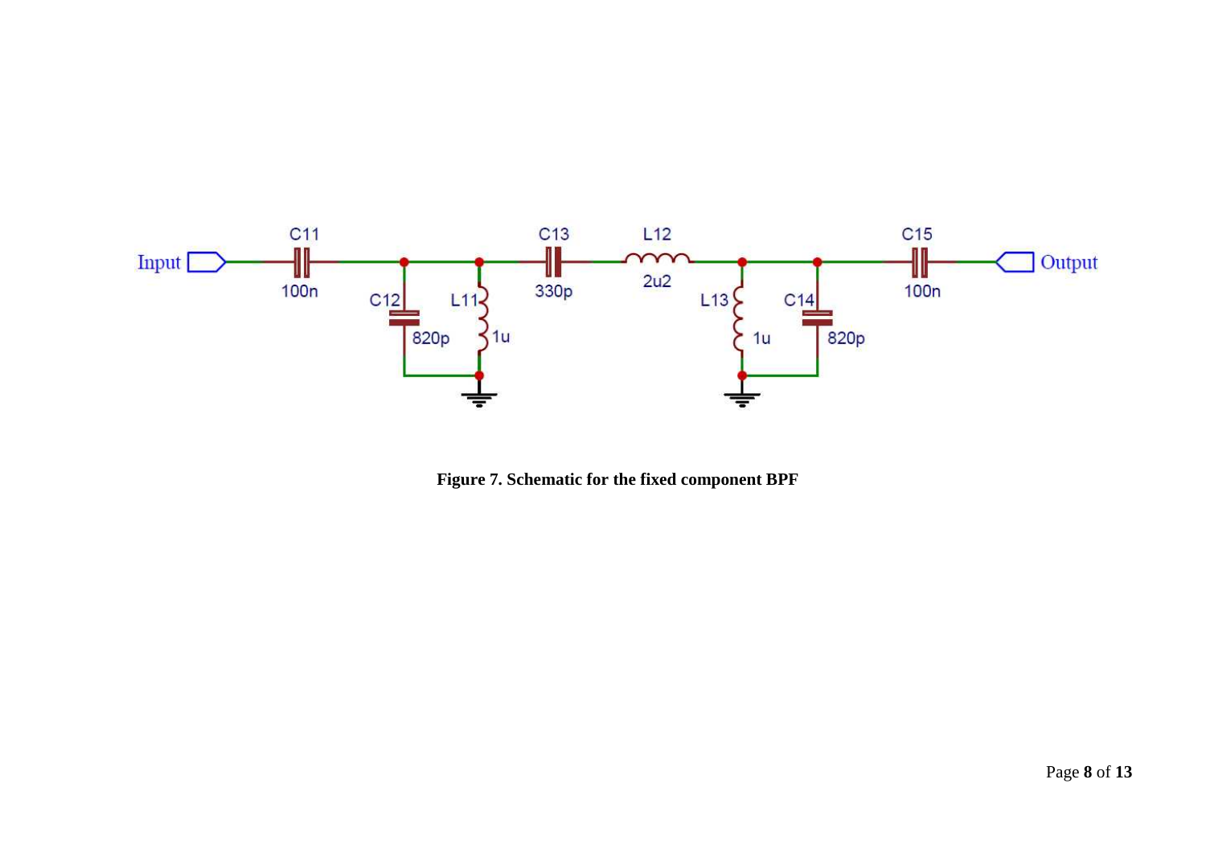**Figure 7. Schematic for the fixed component BPF**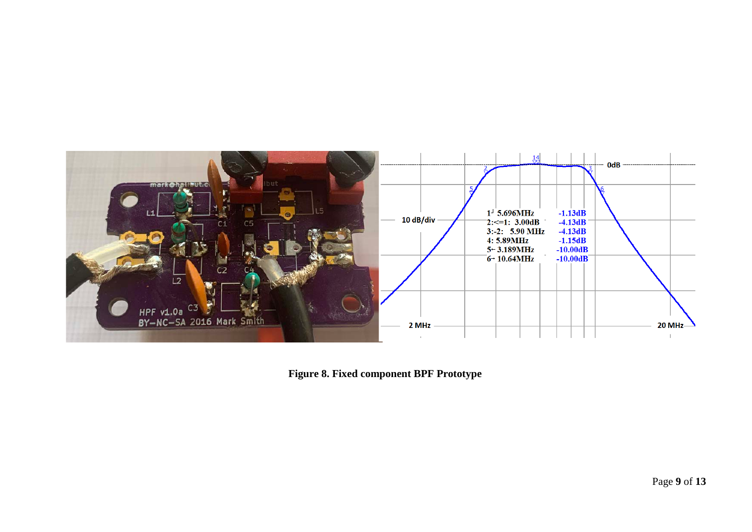**Figure 8. Fixed component BPF Prototype**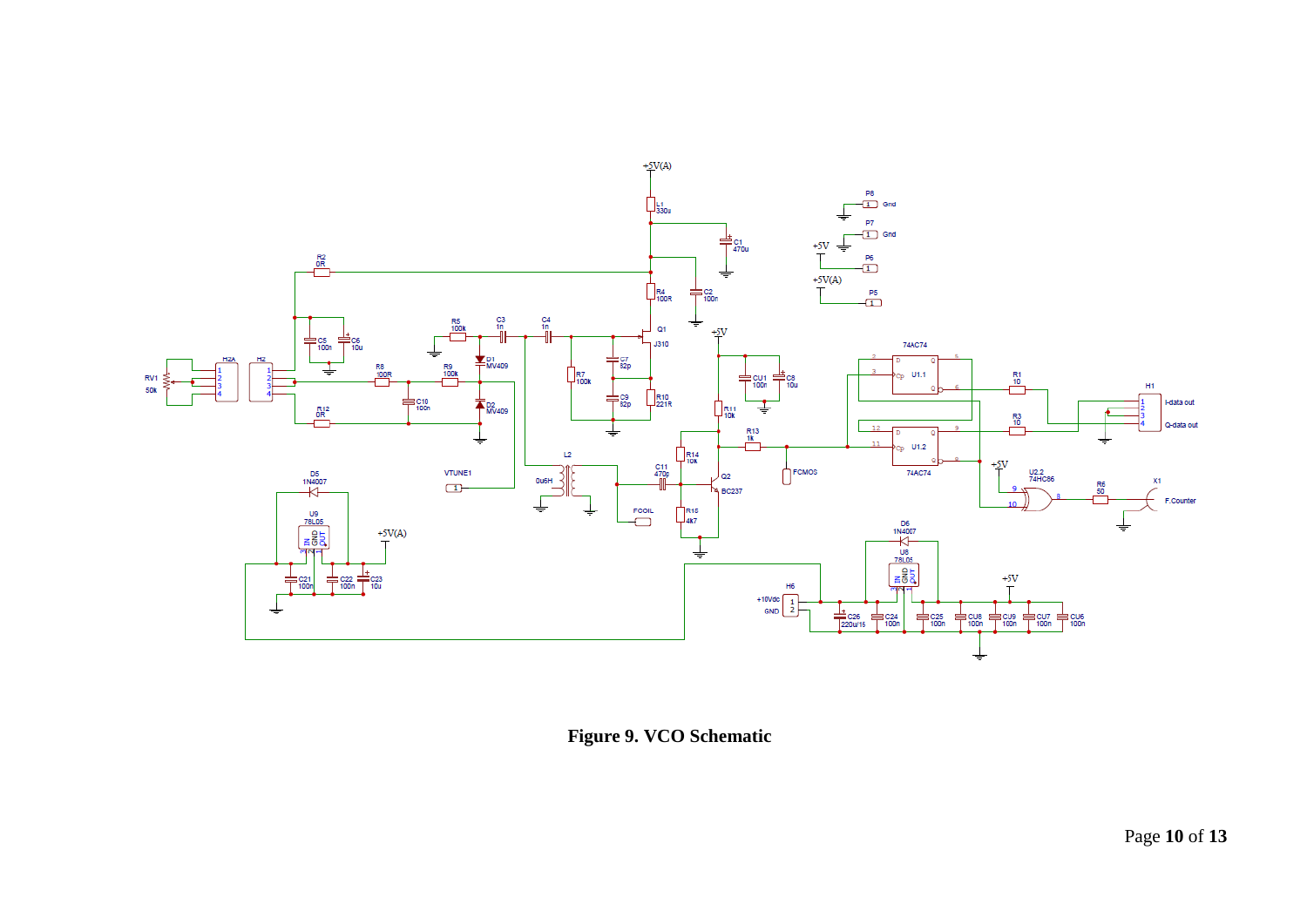**Figure 9. VCO Schematic**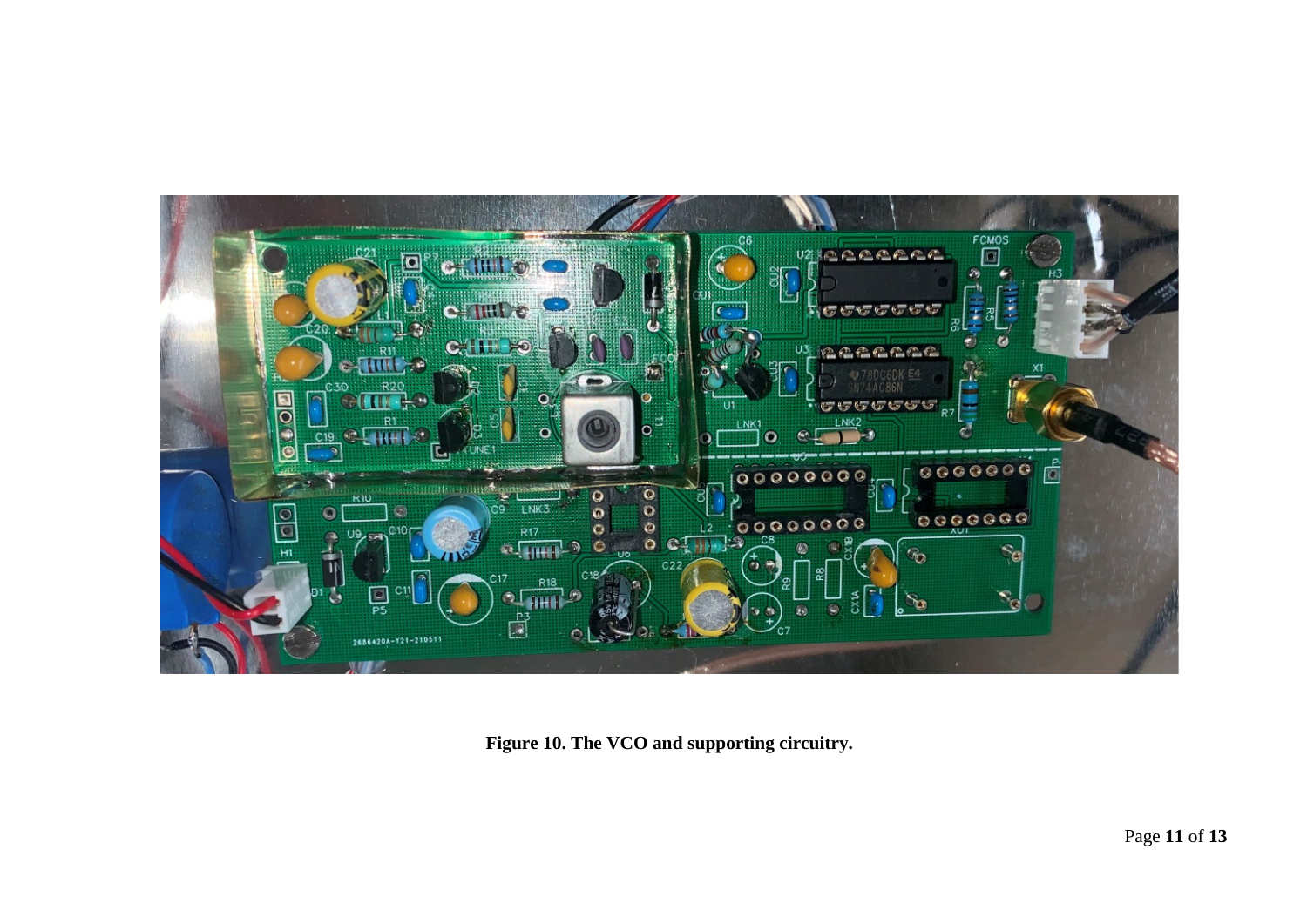Figure 10. The VCO and supporting circuitry.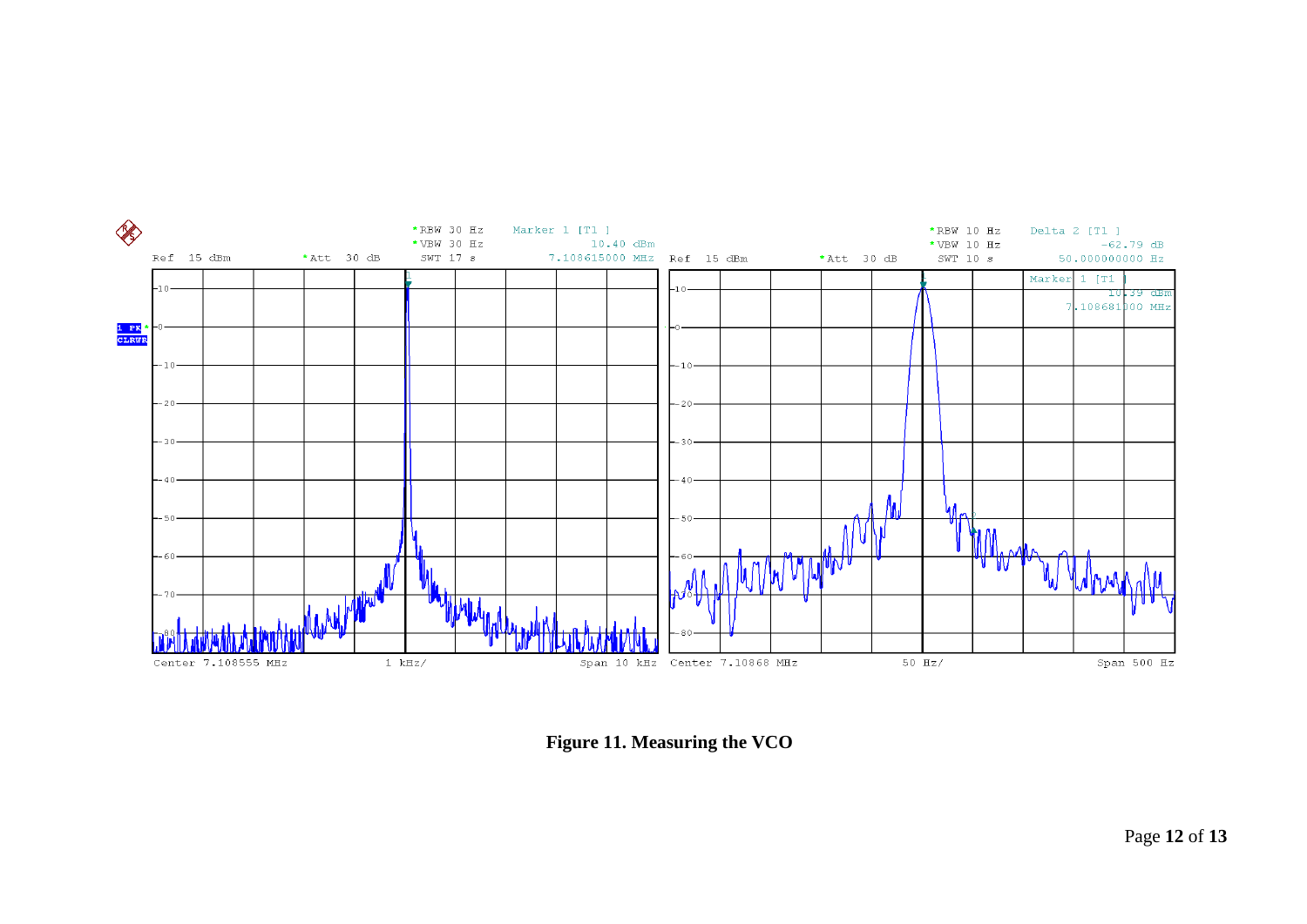**Figure 11. Measuring the VCO**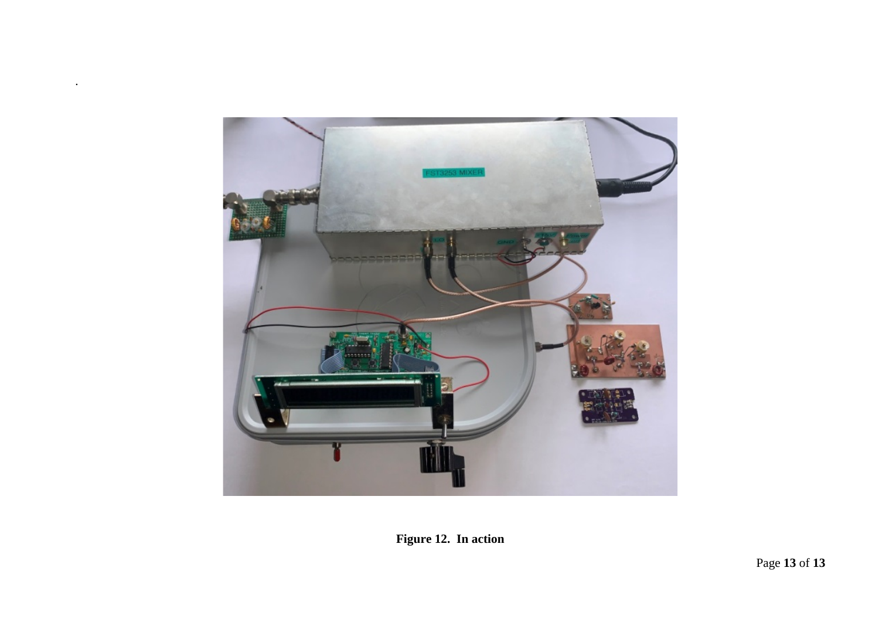Figure 12. In action